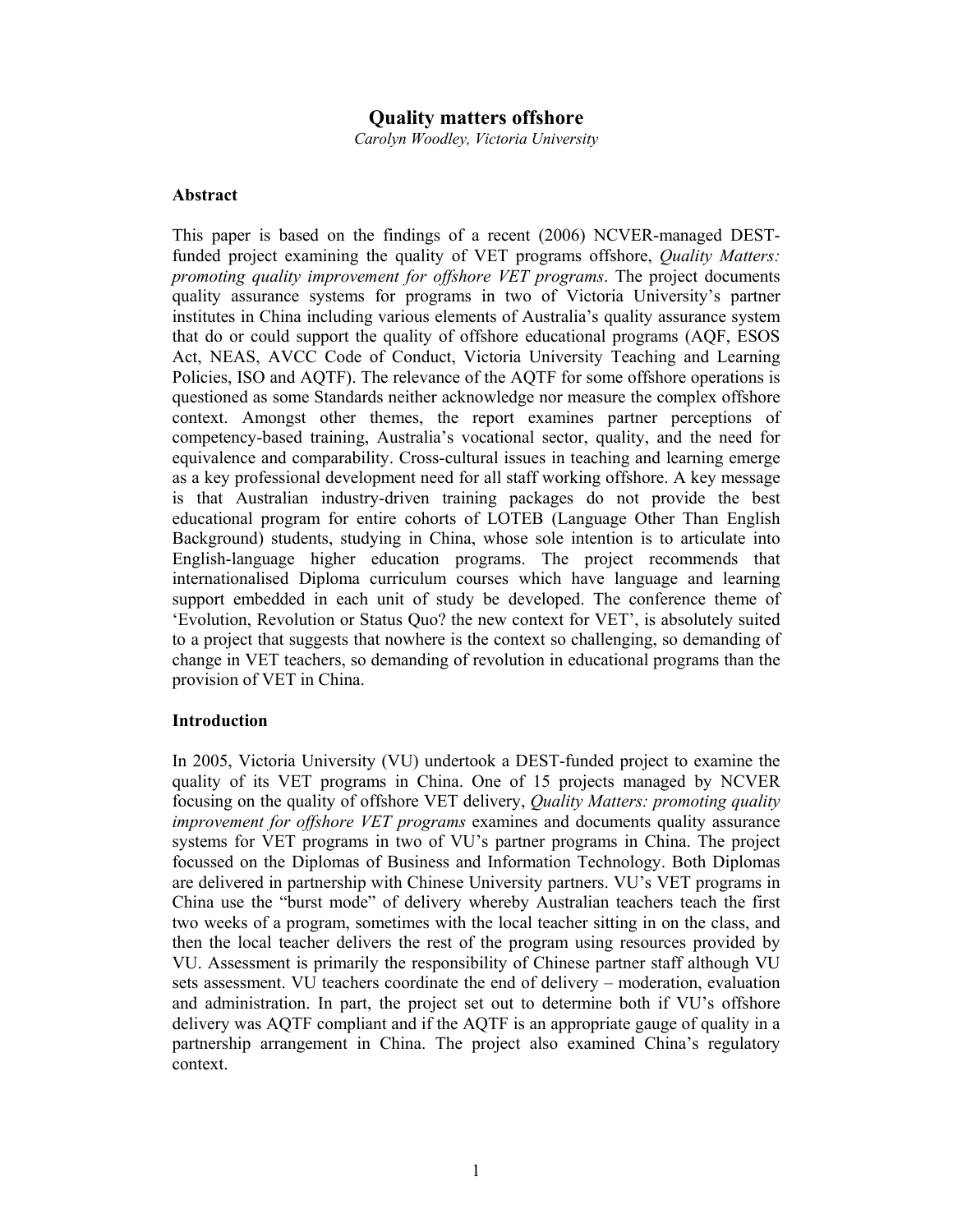# Quality matters offshore

*Carolyn Woodley, Victoria University*

## Abstract

This paper is based on the findings of a recent (2006) NCVER-managed DEST-funded project examining the quality of VET programs offshore, *Quality Matters: promoting quality improvement for offshore VET programs*. The project documents quality assurance systems for programs in two of Victoria University's partner institutes in China including various elements of Australia's quality assurance system that do or could support the quality of offshore educational programs (AQF, ESOS Act, NEAS, AVCC Code of Conduct, Victoria University Teaching and Learning Policies, ISO and AQTF). The relevance of the AQTF for some offshore operations is questioned as some Standards neither acknowledge nor measure the complex offshore context. Amongst other themes, the report examines partner perceptions of competency-based training, Australia's vocational sector, quality, and the need for equivalence and comparability. Cross-cultural issues in teaching and learning emerge as a key professional development need for all staff working offshore. A key message is that Australian industry-driven training packages do not provide the best educational program for entire cohorts of LOTEB (Language Other Than English Background) students, studying in China, whose sole intention is to articulate into English-language higher education programs. The project recommends that internationalised Diploma curriculum courses which have language and learning support embedded in each unit of study be developed. The conference theme of 'Evolution, Revolution or Status Quo? the new context for VET', is absolutely suited to a project that suggests that nowhere is the context so challenging, so demanding of change in VET teachers, so demanding of revolution in educational programs than the provision of VET in China.

## Introduction

In 2005, Victoria University (VU) undertook a DEST-funded project to examine the quality of its VET programs in China. One of 15 projects managed by NCVER focusing on the quality of offshore VET delivery, *Quality Matters: promoting quality improvement for offshore VET programs* examines and documents quality assurance systems for VET programs in two of VU's partner programs in China. The project focussed on the Diplomas of Business and Information Technology. Both Diplomas are delivered in partnership with Chinese University partners. VU's VET programs in China use the "burst mode" of delivery whereby Australian teachers teach the first two weeks of a program, sometimes with the local teacher sitting in on the class, and then the local teacher delivers the rest of the program using resources provided by VU. Assessment is primarily the responsibility of Chinese partner staff although VU sets assessment. VU teachers coordinate the end of delivery – moderation, evaluation and administration. In part, the project set out to determine both if VU's offshore delivery was AQTF compliant and if the AQTF is an appropriate gauge of quality in a partnership arrangement in China. The project also examined China's regulatory context.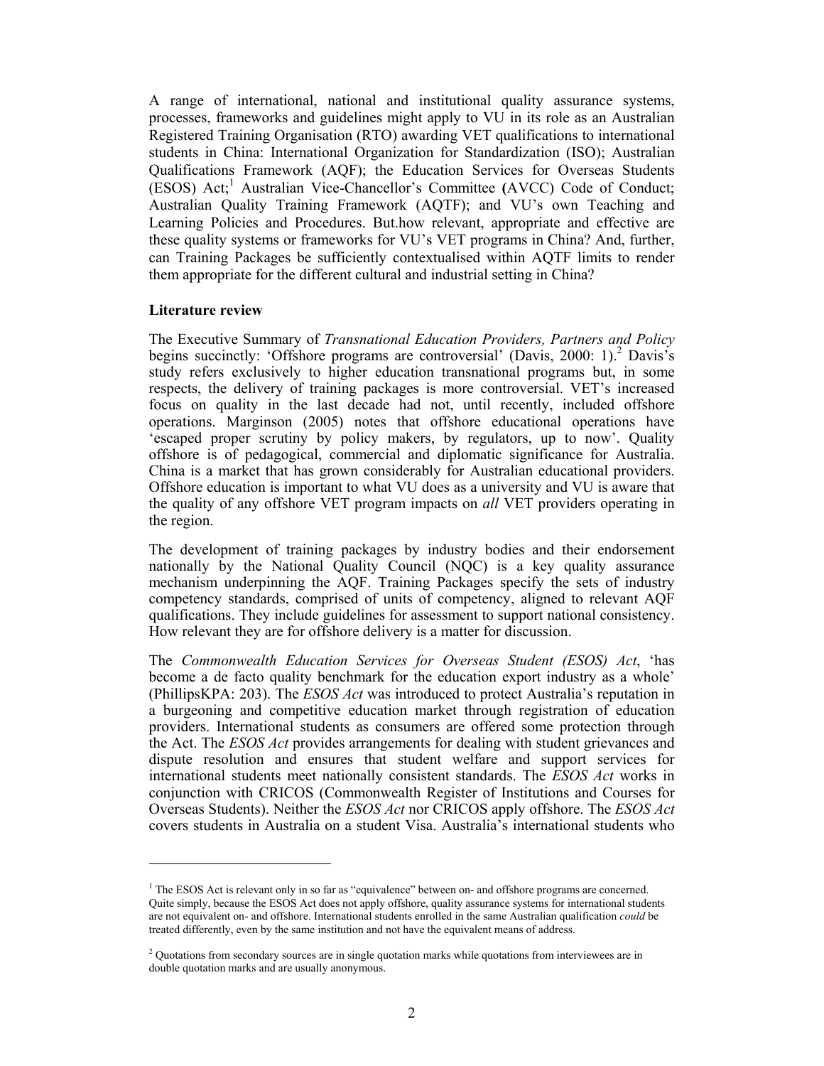A range of international, national and institutional quality assurance systems, processes, frameworks and guidelines might apply to VU in its role as an Australian Registered Training Organisation (RTO) awarding VET qualifications to international students in China: International Organization for Standardization (ISO); Australian Qualifications Framework (AQF); the Education Services for Overseas Students (ESOS) Act;[1] Australian Vice-Chancellor's Committee **(**AVCC) Code of Conduct; Australian Quality Training Framework (AQTF); and VU's own Teaching and Learning Policies and Procedures. But.how relevant, appropriate and effective are these quality systems or frameworks for VU's VET programs in China? And, further, can Training Packages be sufficiently contextualised within AQTF limits to render them appropriate for the different cultural and industrial setting in China?

**Literature review**

The Executive Summary of *Transnational Education Providers, Partners and Policy* begins succinctly: 'Offshore programs are controversial' (Davis, 2000: 1).[2] Davis's study refers exclusively to higher education transnational programs but, in some respects, the delivery of training packages is more controversial. VET's increased focus on quality in the last decade had not, until recently, included offshore operations. Marginson (2005) notes that offshore educational operations have 'escaped proper scrutiny by policy makers, by regulators, up to now'. Quality offshore is of pedagogical, commercial and diplomatic significance for Australia. China is a market that has grown considerably for Australian educational providers. Offshore education is important to what VU does as a university and VU is aware that the quality of any offshore VET program impacts on *all* VET providers operating in the region.

The development of training packages by industry bodies and their endorsement nationally by the National Quality Council (NQC) is a key quality assurance mechanism underpinning the AQF. Training Packages specify the sets of industry competency standards, comprised of units of competency, aligned to relevant AQF qualifications. They include guidelines for assessment to support national consistency. How relevant they are for offshore delivery is a matter for discussion.

The *Commonwealth Education Services for Overseas Student (ESOS) Act*, 'has become a de facto quality benchmark for the education export industry as a whole' (PhillipsKPA: 203). The *ESOS Act* was introduced to protect Australia's reputation in a burgeoning and competitive education market through registration of education providers. International students as consumers are offered some protection through the Act. The *ESOS Act* provides arrangements for dealing with student grievances and dispute resolution and ensures that student welfare and support services for international students meet nationally consistent standards. The *ESOS Act* works in conjunction with CRICOS (Commonwealth Register of Institutions and Courses for Overseas Students). Neither the *ESOS Act* nor CRICOS apply offshore. The *ESOS Act* covers students in Australia on a student Visa. Australia's international students who

---

[1] The ESOS Act is relevant only in so far as "equivalence" between on- and offshore programs are concerned. Quite simply, because the ESOS Act does not apply offshore, quality assurance systems for international students are not equivalent on- and offshore. International students enrolled in the same Australian qualification *could* be treated differently, even by the same institution and not have the equivalent means of address.

[2] Quotations from secondary sources are in single quotation marks while quotations from interviewees are in double quotation marks and are usually anonymous.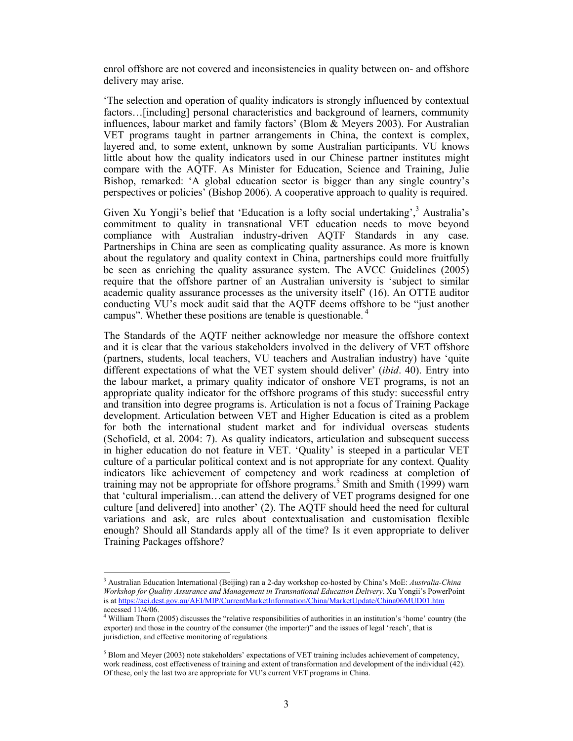enrol offshore are not covered and inconsistencies in quality between on- and offshore delivery may arise.

'The selection and operation of quality indicators is strongly influenced by contextual factors…[including] personal characteristics and background of learners, community influences, labour market and family factors' (Blom & Meyers 2003). For Australian VET programs taught in partner arrangements in China, the context is complex, layered and, to some extent, unknown by some Australian participants. VU knows little about how the quality indicators used in our Chinese partner institutes might compare with the AQTF. As Minister for Education, Science and Training, Julie Bishop, remarked: 'A global education sector is bigger than any single country's perspectives or policies' (Bishop 2006). A cooperative approach to quality is required.

Given Xu Yongji's belief that 'Education is a lofty social undertaking',[3] Australia's commitment to quality in transnational VET education needs to move beyond compliance with Australian industry-driven AQTF Standards in any case. Partnerships in China are seen as complicating quality assurance. As more is known about the regulatory and quality context in China, partnerships could more fruitfully be seen as enriching the quality assurance system. The AVCC Guidelines (2005) require that the offshore partner of an Australian university is 'subject to similar academic quality assurance processes as the university itself' (16). An OTTE auditor conducting VU's mock audit said that the AQTF deems offshore to be "just another campus". Whether these positions are tenable is questionable.[4]

The Standards of the AQTF neither acknowledge nor measure the offshore context and it is clear that the various stakeholders involved in the delivery of VET offshore (partners, students, local teachers, VU teachers and Australian industry) have 'quite different expectations of what the VET system should deliver' (*ibid*. 40). Entry into the labour market, a primary quality indicator of onshore VET programs, is not an appropriate quality indicator for the offshore programs of this study: successful entry and transition into degree programs is. Articulation is not a focus of Training Package development. Articulation between VET and Higher Education is cited as a problem for both the international student market and for individual overseas students (Schofield, et al. 2004: 7). As quality indicators, articulation and subsequent success in higher education do not feature in VET. 'Quality' is steeped in a particular VET culture of a particular political context and is not appropriate for any context. Quality indicators like achievement of competency and work readiness at completion of training may not be appropriate for offshore programs.[5] Smith and Smith (1999) warn that 'cultural imperialism…can attend the delivery of VET programs designed for one culture [and delivered] into another' (2). The AQTF should heed the need for cultural variations and ask, are rules about contextualisation and customisation flexible enough? Should all Standards apply all of the time? Is it even appropriate to deliver Training Packages offshore?

---

[3] Australian Education International (Beijing) ran a 2-day workshop co-hosted by China's MoE: *Australia-China Workshop for Quality Assurance and Management in Transnational Education Delivery*. Xu Yongii's PowerPoint is at https://aei.dest.gov.au/AEI/MIP/CurrentMarketInformation/China/MarketUpdate/China06MUD01.htm accessed 11/4/06.

[4] William Thorn (2005) discusses the "relative responsibilities of authorities in an institution's 'home' country (the exporter) and those in the country of the consumer (the importer)" and the issues of legal 'reach', that is jurisdiction, and effective monitoring of regulations.

[5] Blom and Meyer (2003) note stakeholders' expectations of VET training includes achievement of competency, work readiness, cost effectiveness of training and extent of transformation and development of the individual (42). Of these, only the last two are appropriate for VU's current VET programs in China.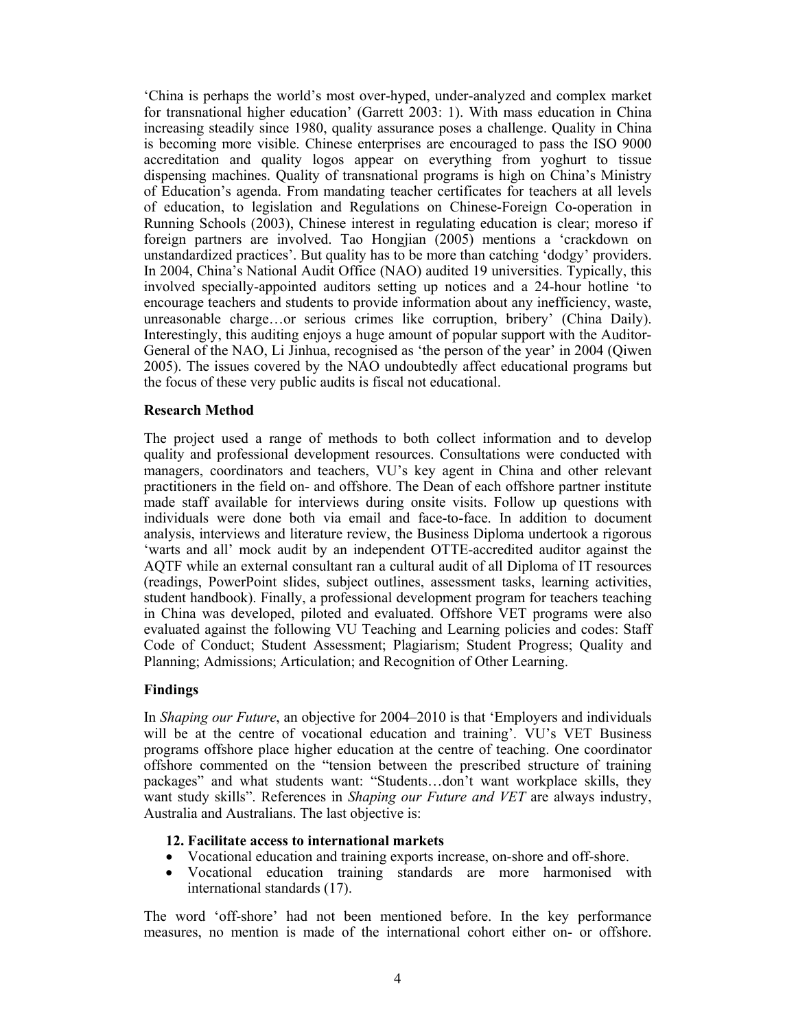'China is perhaps the world's most over-hyped, under-analyzed and complex market for transnational higher education' (Garrett 2003: 1). With mass education in China increasing steadily since 1980, quality assurance poses a challenge. Quality in China is becoming more visible. Chinese enterprises are encouraged to pass the ISO 9000 accreditation and quality logos appear on everything from yoghurt to tissue dispensing machines. Quality of transnational programs is high on China's Ministry of Education's agenda. From mandating teacher certificates for teachers at all levels of education, to legislation and Regulations on Chinese-Foreign Co-operation in Running Schools (2003), Chinese interest in regulating education is clear; moreso if foreign partners are involved. Tao Hongjian (2005) mentions a 'crackdown on unstandardized practices'. But quality has to be more than catching 'dodgy' providers. In 2004, China's National Audit Office (NAO) audited 19 universities. Typically, this involved specially-appointed auditors setting up notices and a 24-hour hotline 'to encourage teachers and students to provide information about any inefficiency, waste, unreasonable charge…or serious crimes like corruption, bribery' (China Daily). Interestingly, this auditing enjoys a huge amount of popular support with the Auditor-General of the NAO, Li Jinhua, recognised as 'the person of the year' in 2004 (Qiwen 2005). The issues covered by the NAO undoubtedly affect educational programs but the focus of these very public audits is fiscal not educational.

**Research Method**

The project used a range of methods to both collect information and to develop quality and professional development resources. Consultations were conducted with managers, coordinators and teachers, VU's key agent in China and other relevant practitioners in the field on- and offshore. The Dean of each offshore partner institute made staff available for interviews during onsite visits. Follow up questions with individuals were done both via email and face-to-face. In addition to document analysis, interviews and literature review, the Business Diploma undertook a rigorous 'warts and all' mock audit by an independent OTTE-accredited auditor against the AQTF while an external consultant ran a cultural audit of all Diploma of IT resources (readings, PowerPoint slides, subject outlines, assessment tasks, learning activities, student handbook). Finally, a professional development program for teachers teaching in China was developed, piloted and evaluated. Offshore VET programs were also evaluated against the following VU Teaching and Learning policies and codes: Staff Code of Conduct; Student Assessment; Plagiarism; Student Progress; Quality and Planning; Admissions; Articulation; and Recognition of Other Learning.

**Findings**

In *Shaping our Future*, an objective for 2004–2010 is that 'Employers and individuals will be at the centre of vocational education and training'. VU's VET Business programs offshore place higher education at the centre of teaching. One coordinator offshore commented on the "tension between the prescribed structure of training packages" and what students want: "Students…don't want workplace skills, they want study skills". References in *Shaping our Future and VET* are always industry, Australia and Australians. The last objective is:

**12. Facilitate access to international markets**

- Vocational education and training exports increase, on-shore and off-shore.
- Vocational education training standards are more harmonised with international standards (17).

The word 'off-shore' had not been mentioned before. In the key performance measures, no mention is made of the international cohort either on- or offshore.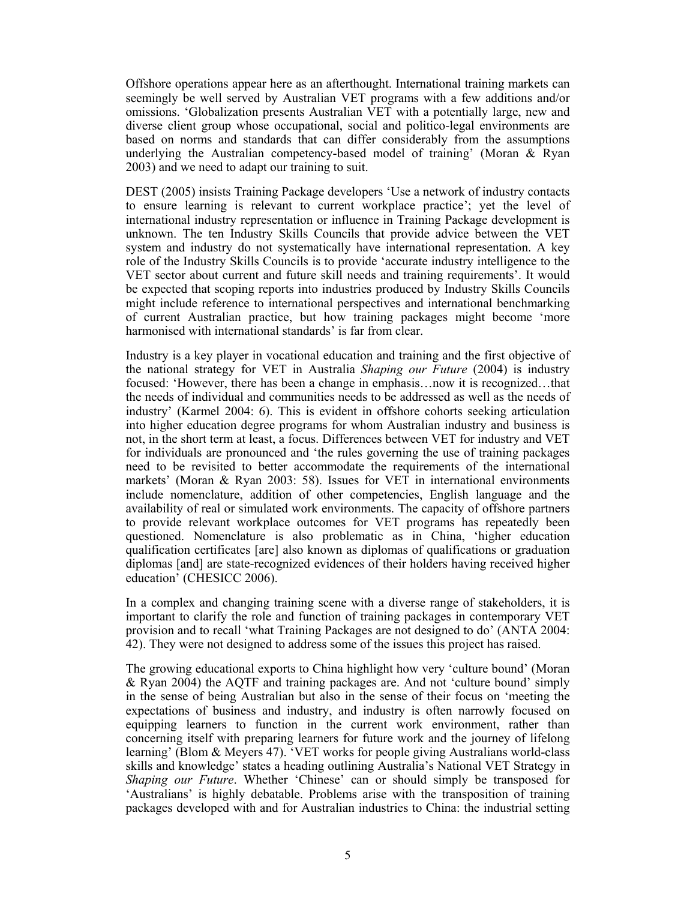Offshore operations appear here as an afterthought. International training markets can seemingly be well served by Australian VET programs with a few additions and/or omissions. 'Globalization presents Australian VET with a potentially large, new and diverse client group whose occupational, social and politico-legal environments are based on norms and standards that can differ considerably from the assumptions underlying the Australian competency-based model of training' (Moran & Ryan 2003) and we need to adapt our training to suit.

DEST (2005) insists Training Package developers 'Use a network of industry contacts to ensure learning is relevant to current workplace practice'; yet the level of international industry representation or influence in Training Package development is unknown. The ten Industry Skills Councils that provide advice between the VET system and industry do not systematically have international representation. A key role of the Industry Skills Councils is to provide 'accurate industry intelligence to the VET sector about current and future skill needs and training requirements'. It would be expected that scoping reports into industries produced by Industry Skills Councils might include reference to international perspectives and international benchmarking of current Australian practice, but how training packages might become 'more harmonised with international standards' is far from clear.

Industry is a key player in vocational education and training and the first objective of the national strategy for VET in Australia *Shaping our Future* (2004) is industry focused: 'However, there has been a change in emphasis…now it is recognized…that the needs of individual and communities needs to be addressed as well as the needs of industry' (Karmel 2004: 6). This is evident in offshore cohorts seeking articulation into higher education degree programs for whom Australian industry and business is not, in the short term at least, a focus. Differences between VET for industry and VET for individuals are pronounced and 'the rules governing the use of training packages need to be revisited to better accommodate the requirements of the international markets' (Moran & Ryan 2003: 58). Issues for VET in international environments include nomenclature, addition of other competencies, English language and the availability of real or simulated work environments. The capacity of offshore partners to provide relevant workplace outcomes for VET programs has repeatedly been questioned. Nomenclature is also problematic as in China, 'higher education qualification certificates [are] also known as diplomas of qualifications or graduation diplomas [and] are state-recognized evidences of their holders having received higher education' (CHESICC 2006).

In a complex and changing training scene with a diverse range of stakeholders, it is important to clarify the role and function of training packages in contemporary VET provision and to recall 'what Training Packages are not designed to do' (ANTA 2004: 42). They were not designed to address some of the issues this project has raised.

The growing educational exports to China highlight how very 'culture bound' (Moran & Ryan 2004) the AQTF and training packages are. And not 'culture bound' simply in the sense of being Australian but also in the sense of their focus on 'meeting the expectations of business and industry, and industry is often narrowly focused on equipping learners to function in the current work environment, rather than concerning itself with preparing learners for future work and the journey of lifelong learning' (Blom & Meyers 47). 'VET works for people giving Australians world-class skills and knowledge' states a heading outlining Australia's National VET Strategy in *Shaping our Future*. Whether 'Chinese' can or should simply be transposed for 'Australians' is highly debatable. Problems arise with the transposition of training packages developed with and for Australian industries to China: the industrial setting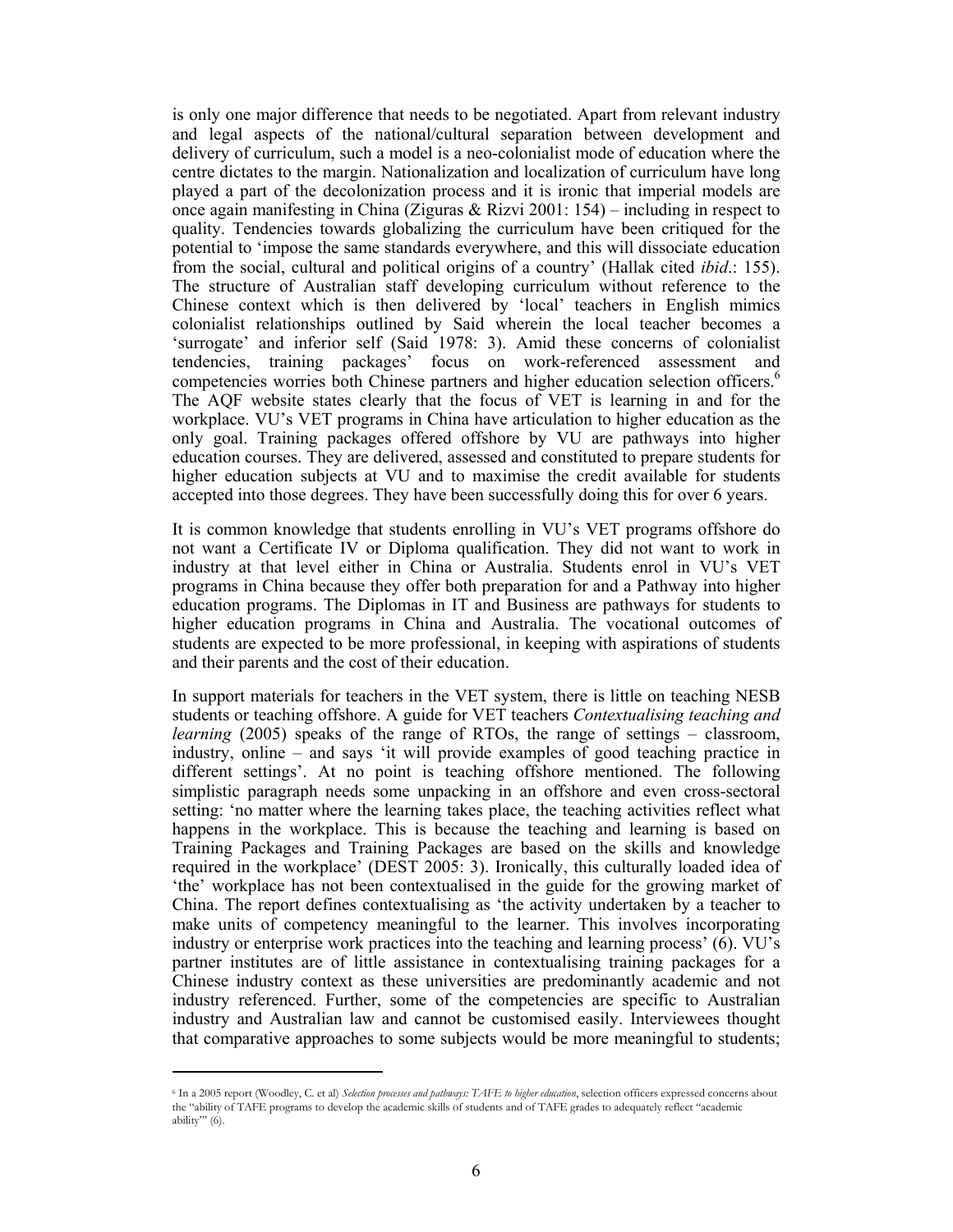is only one major difference that needs to be negotiated. Apart from relevant industry and legal aspects of the national/cultural separation between development and delivery of curriculum, such a model is a neo-colonialist mode of education where the centre dictates to the margin. Nationalization and localization of curriculum have long played a part of the decolonization process and it is ironic that imperial models are once again manifesting in China (Ziguras & Rizvi 2001: 154) – including in respect to quality. Tendencies towards globalizing the curriculum have been critiqued for the potential to 'impose the same standards everywhere, and this will dissociate education from the social, cultural and political origins of a country' (Hallak cited *ibid*.: 155). The structure of Australian staff developing curriculum without reference to the Chinese context which is then delivered by 'local' teachers in English mimics colonialist relationships outlined by Said wherein the local teacher becomes a 'surrogate' and inferior self (Said 1978: 3). Amid these concerns of colonialist tendencies, training packages' focus on work-referenced assessment and competencies worries both Chinese partners and higher education selection officers.[6] The AQF website states clearly that the focus of VET is learning in and for the workplace. VU's VET programs in China have articulation to higher education as the only goal. Training packages offered offshore by VU are pathways into higher education courses. They are delivered, assessed and constituted to prepare students for higher education subjects at VU and to maximise the credit available for students accepted into those degrees. They have been successfully doing this for over 6 years.

It is common knowledge that students enrolling in VU's VET programs offshore do not want a Certificate IV or Diploma qualification. They did not want to work in industry at that level either in China or Australia. Students enrol in VU's VET programs in China because they offer both preparation for and a Pathway into higher education programs. The Diplomas in IT and Business are pathways for students to higher education programs in China and Australia. The vocational outcomes of students are expected to be more professional, in keeping with aspirations of students and their parents and the cost of their education.

In support materials for teachers in the VET system, there is little on teaching NESB students or teaching offshore. A guide for VET teachers *Contextualising teaching and learning* (2005) speaks of the range of RTOs, the range of settings – classroom, industry, online – and says 'it will provide examples of good teaching practice in different settings'. At no point is teaching offshore mentioned. The following simplistic paragraph needs some unpacking in an offshore and even cross-sectoral setting: 'no matter where the learning takes place, the teaching activities reflect what happens in the workplace. This is because the teaching and learning is based on Training Packages and Training Packages are based on the skills and knowledge required in the workplace' (DEST 2005: 3). Ironically, this culturally loaded idea of 'the' workplace has not been contextualised in the guide for the growing market of China. The report defines contextualising as 'the activity undertaken by a teacher to make units of competency meaningful to the learner. This involves incorporating industry or enterprise work practices into the teaching and learning process' (6). VU's partner institutes are of little assistance in contextualising training packages for a Chinese industry context as these universities are predominantly academic and not industry referenced. Further, some of the competencies are specific to Australian industry and Australian law and cannot be customised easily. Interviewees thought that comparative approaches to some subjects would be more meaningful to students;

[6] In a 2005 report (Woodley, C. et al) *Selection processes and pathways: TAFE to higher education*, selection officers expressed concerns about the "ability of TAFE programs to develop the academic skills of students and of TAFE grades to adequately reflect "academic ability"" (6).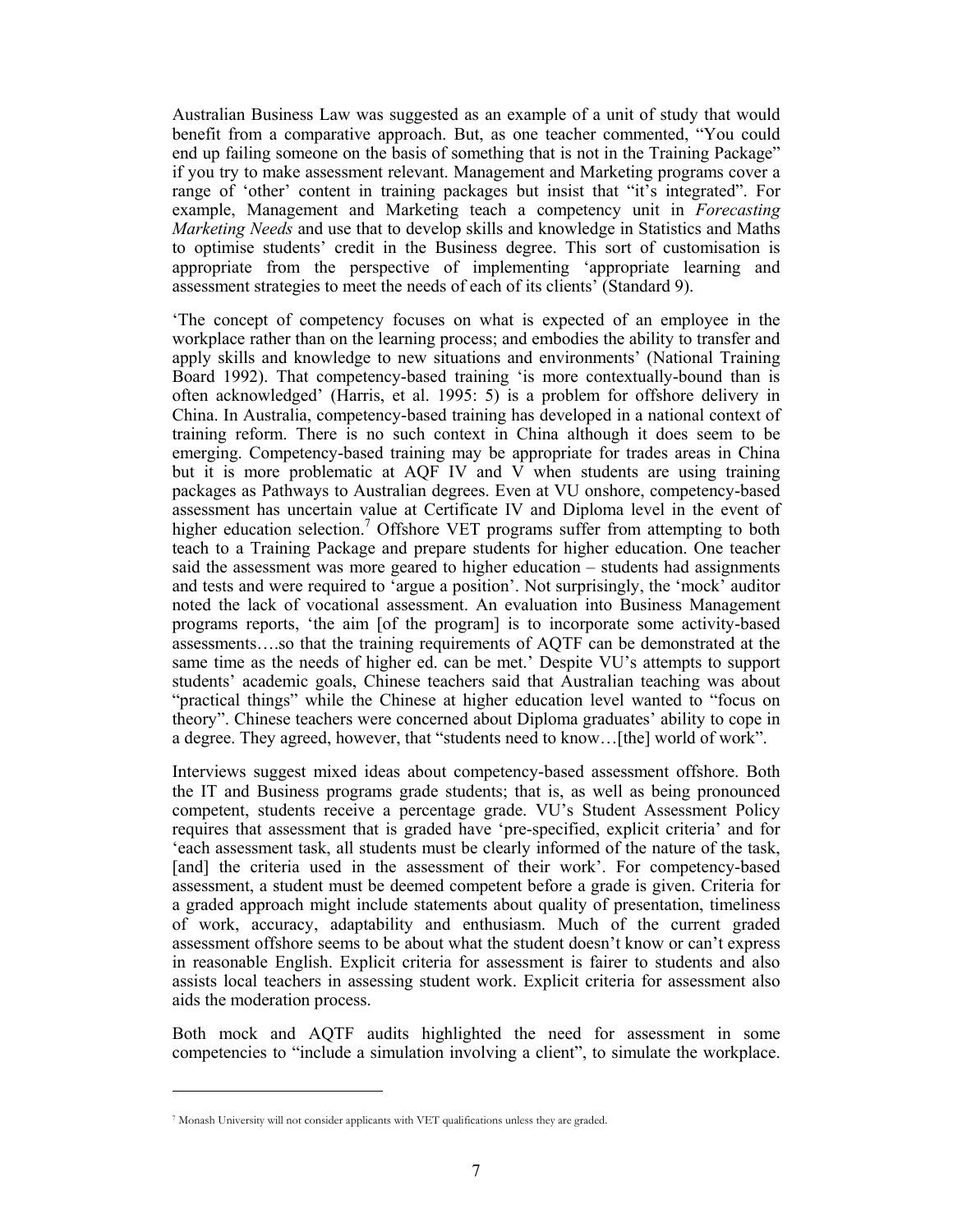Australian Business Law was suggested as an example of a unit of study that would benefit from a comparative approach. But, as one teacher commented, "You could end up failing someone on the basis of something that is not in the Training Package" if you try to make assessment relevant. Management and Marketing programs cover a range of 'other' content in training packages but insist that "it's integrated". For example, Management and Marketing teach a competency unit in *Forecasting Marketing Needs* and use that to develop skills and knowledge in Statistics and Maths to optimise students' credit in the Business degree. This sort of customisation is appropriate from the perspective of implementing 'appropriate learning and assessment strategies to meet the needs of each of its clients' (Standard 9).

'The concept of competency focuses on what is expected of an employee in the workplace rather than on the learning process; and embodies the ability to transfer and apply skills and knowledge to new situations and environments' (National Training Board 1992). That competency-based training 'is more contextually-bound than is often acknowledged' (Harris, et al. 1995: 5) is a problem for offshore delivery in China. In Australia, competency-based training has developed in a national context of training reform. There is no such context in China although it does seem to be emerging. Competency-based training may be appropriate for trades areas in China but it is more problematic at AQF IV and V when students are using training packages as Pathways to Australian degrees. Even at VU onshore, competency-based assessment has uncertain value at Certificate IV and Diploma level in the event of higher education selection.[7] Offshore VET programs suffer from attempting to both teach to a Training Package and prepare students for higher education. One teacher said the assessment was more geared to higher education – students had assignments and tests and were required to 'argue a position'. Not surprisingly, the 'mock' auditor noted the lack of vocational assessment. An evaluation into Business Management programs reports, 'the aim [of the program] is to incorporate some activity-based assessments….so that the training requirements of AQTF can be demonstrated at the same time as the needs of higher ed. can be met.' Despite VU's attempts to support students' academic goals, Chinese teachers said that Australian teaching was about "practical things" while the Chinese at higher education level wanted to "focus on theory". Chinese teachers were concerned about Diploma graduates' ability to cope in a degree. They agreed, however, that "students need to know…[the] world of work".

Interviews suggest mixed ideas about competency-based assessment offshore. Both the IT and Business programs grade students; that is, as well as being pronounced competent, students receive a percentage grade. VU's Student Assessment Policy requires that assessment that is graded have 'pre-specified, explicit criteria' and for 'each assessment task, all students must be clearly informed of the nature of the task, [and] the criteria used in the assessment of their work'. For competency-based assessment, a student must be deemed competent before a grade is given. Criteria for a graded approach might include statements about quality of presentation, timeliness of work, accuracy, adaptability and enthusiasm. Much of the current graded assessment offshore seems to be about what the student doesn't know or can't express in reasonable English. Explicit criteria for assessment is fairer to students and also assists local teachers in assessing student work. Explicit criteria for assessment also aids the moderation process.

Both mock and AQTF audits highlighted the need for assessment in some competencies to "include a simulation involving a client", to simulate the workplace.

[7] Monash University will not consider applicants with VET qualifications unless they are graded.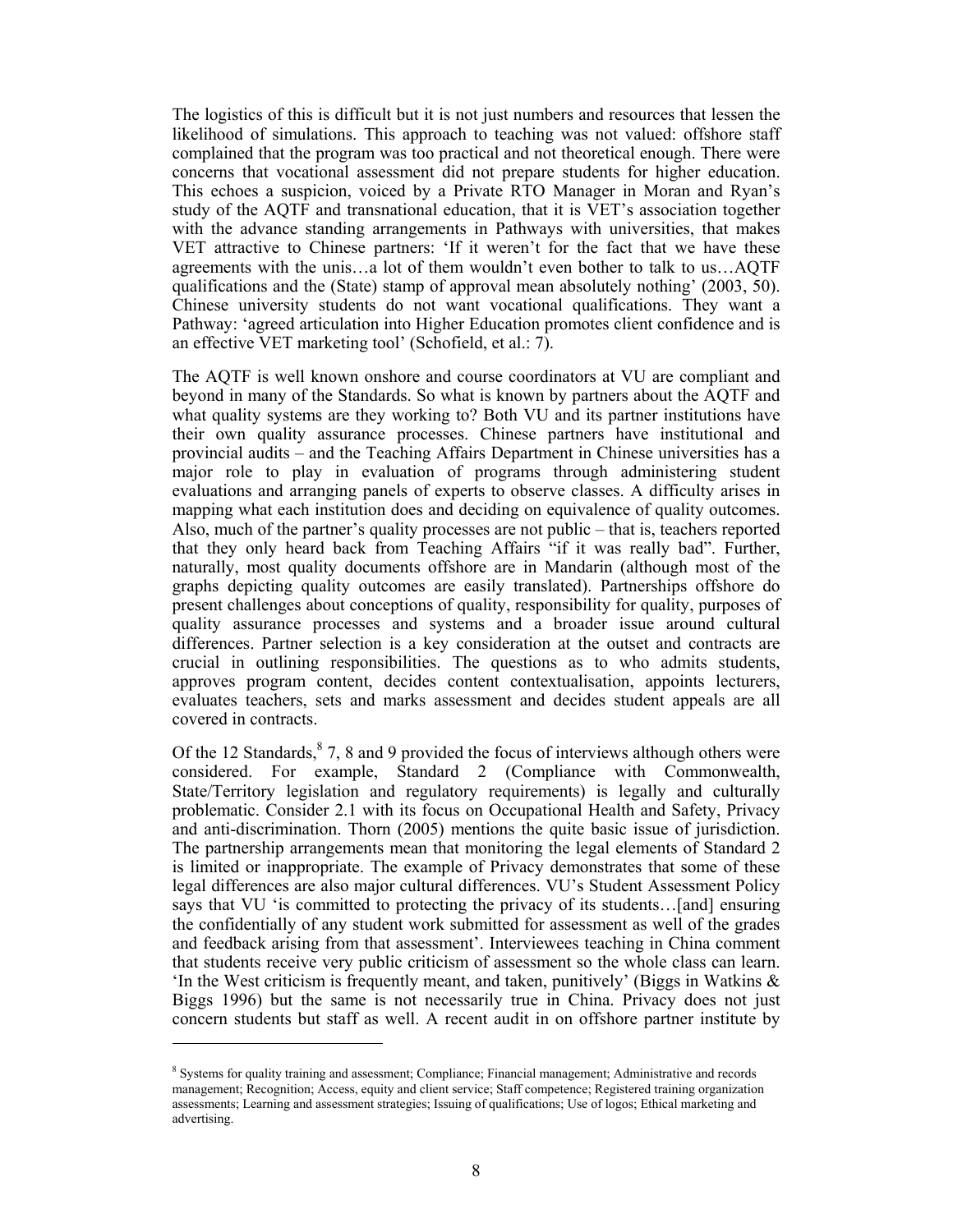The logistics of this is difficult but it is not just numbers and resources that lessen the likelihood of simulations. This approach to teaching was not valued: offshore staff complained that the program was too practical and not theoretical enough. There were concerns that vocational assessment did not prepare students for higher education. This echoes a suspicion, voiced by a Private RTO Manager in Moran and Ryan's study of the AQTF and transnational education, that it is VET's association together with the advance standing arrangements in Pathways with universities, that makes VET attractive to Chinese partners: 'If it weren't for the fact that we have these agreements with the unis…a lot of them wouldn't even bother to talk to us…AQTF qualifications and the (State) stamp of approval mean absolutely nothing' (2003, 50). Chinese university students do not want vocational qualifications. They want a Pathway: 'agreed articulation into Higher Education promotes client confidence and is an effective VET marketing tool' (Schofield, et al.: 7).

The AQTF is well known onshore and course coordinators at VU are compliant and beyond in many of the Standards. So what is known by partners about the AQTF and what quality systems are they working to? Both VU and its partner institutions have their own quality assurance processes. Chinese partners have institutional and provincial audits – and the Teaching Affairs Department in Chinese universities has a major role to play in evaluation of programs through administering student evaluations and arranging panels of experts to observe classes. A difficulty arises in mapping what each institution does and deciding on equivalence of quality outcomes. Also, much of the partner's quality processes are not public – that is, teachers reported that they only heard back from Teaching Affairs "if it was really bad". Further, naturally, most quality documents offshore are in Mandarin (although most of the graphs depicting quality outcomes are easily translated). Partnerships offshore do present challenges about conceptions of quality, responsibility for quality, purposes of quality assurance processes and systems and a broader issue around cultural differences. Partner selection is a key consideration at the outset and contracts are crucial in outlining responsibilities. The questions as to who admits students, approves program content, decides content contextualisation, appoints lecturers, evaluates teachers, sets and marks assessment and decides student appeals are all covered in contracts.

Of the 12 Standards,[8] 7, 8 and 9 provided the focus of interviews although others were considered. For example, Standard 2 (Compliance with Commonwealth, State/Territory legislation and regulatory requirements) is legally and culturally problematic. Consider 2.1 with its focus on Occupational Health and Safety, Privacy and anti-discrimination. Thorn (2005) mentions the quite basic issue of jurisdiction. The partnership arrangements mean that monitoring the legal elements of Standard 2 is limited or inappropriate. The example of Privacy demonstrates that some of these legal differences are also major cultural differences. VU's Student Assessment Policy says that VU 'is committed to protecting the privacy of its students…[and] ensuring the confidentially of any student work submitted for assessment as well of the grades and feedback arising from that assessment'. Interviewees teaching in China comment that students receive very public criticism of assessment so the whole class can learn. 'In the West criticism is frequently meant, and taken, punitively' (Biggs in Watkins & Biggs 1996) but the same is not necessarily true in China. Privacy does not just concern students but staff as well. A recent audit in on offshore partner institute by

---

[8] Systems for quality training and assessment; Compliance; Financial management; Administrative and records management; Recognition; Access, equity and client service; Staff competence; Registered training organization assessments; Learning and assessment strategies; Issuing of qualifications; Use of logos; Ethical marketing and advertising.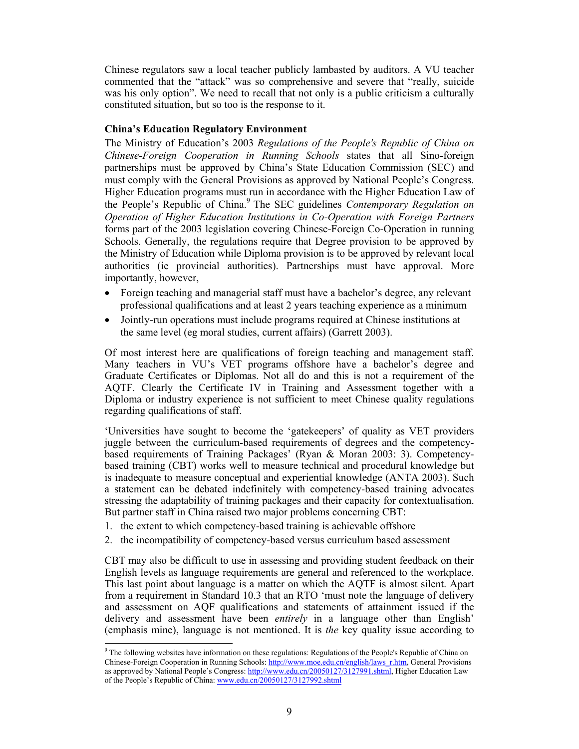Chinese regulators saw a local teacher publicly lambasted by auditors. A VU teacher commented that the "attack" was so comprehensive and severe that "really, suicide was his only option". We need to recall that not only is a public criticism a culturally constituted situation, but so too is the response to it.

**China's Education Regulatory Environment**

The Ministry of Education's 2003 *Regulations of the People's Republic of China on Chinese-Foreign Cooperation in Running Schools* states that all Sino-foreign partnerships must be approved by China's State Education Commission (SEC) and must comply with the General Provisions as approved by National People's Congress. Higher Education programs must run in accordance with the Higher Education Law of the People's Republic of China.[9] The SEC guidelines *Contemporary Regulation on Operation of Higher Education Institutions in Co-Operation with Foreign Partners* forms part of the 2003 legislation covering Chinese-Foreign Co-Operation in running Schools. Generally, the regulations require that Degree provision to be approved by the Ministry of Education while Diploma provision is to be approved by relevant local authorities (ie provincial authorities). Partnerships must have approval. More importantly, however,

- Foreign teaching and managerial staff must have a bachelor's degree, any relevant professional qualifications and at least 2 years teaching experience as a minimum
- Jointly-run operations must include programs required at Chinese institutions at the same level (eg moral studies, current affairs) (Garrett 2003).

Of most interest here are qualifications of foreign teaching and management staff. Many teachers in VU's VET programs offshore have a bachelor's degree and Graduate Certificates or Diplomas. Not all do and this is not a requirement of the AQTF. Clearly the Certificate IV in Training and Assessment together with a Diploma or industry experience is not sufficient to meet Chinese quality regulations regarding qualifications of staff.

'Universities have sought to become the 'gatekeepers' of quality as VET providers juggle between the curriculum-based requirements of degrees and the competency-based requirements of Training Packages' (Ryan & Moran 2003: 3). Competency-based training (CBT) works well to measure technical and procedural knowledge but is inadequate to measure conceptual and experiential knowledge (ANTA 2003). Such a statement can be debated indefinitely with competency-based training advocates stressing the adaptability of training packages and their capacity for contextualisation. But partner staff in China raised two major problems concerning CBT:

1. the extent to which competency-based training is achievable offshore
2. the incompatibility of competency-based versus curriculum based assessment

CBT may also be difficult to use in assessing and providing student feedback on their English levels as language requirements are general and referenced to the workplace. This last point about language is a matter on which the AQTF is almost silent. Apart from a requirement in Standard 10.3 that an RTO 'must note the language of delivery and assessment on AQF qualifications and statements of attainment issued if the delivery and assessment have been *entirely* in a language other than English' (emphasis mine), language is not mentioned. It is *the* key quality issue according to

---

[9] The following websites have information on these regulations: Regulations of the People's Republic of China on Chinese-Foreign Cooperation in Running Schools: http://www.moe.edu.cn/english/laws_r.htm, General Provisions as approved by National People's Congress: http://www.edu.cn/20050127/3127991.shtml, Higher Education Law of the People's Republic of China: www.edu.cn/20050127/3127992.shtml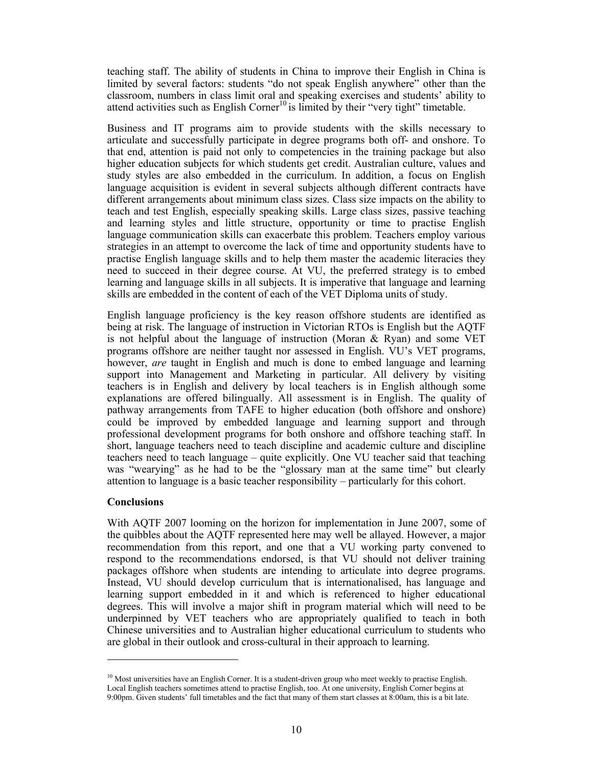teaching staff. The ability of students in China to improve their English in China is limited by several factors: students "do not speak English anywhere" other than the classroom, numbers in class limit oral and speaking exercises and students' ability to attend activities such as English Corner[10] is limited by their "very tight" timetable.

Business and IT programs aim to provide students with the skills necessary to articulate and successfully participate in degree programs both off- and onshore. To that end, attention is paid not only to competencies in the training package but also higher education subjects for which students get credit. Australian culture, values and study styles are also embedded in the curriculum. In addition, a focus on English language acquisition is evident in several subjects although different contracts have different arrangements about minimum class sizes. Class size impacts on the ability to teach and test English, especially speaking skills. Large class sizes, passive teaching and learning styles and little structure, opportunity or time to practise English language communication skills can exacerbate this problem. Teachers employ various strategies in an attempt to overcome the lack of time and opportunity students have to practise English language skills and to help them master the academic literacies they need to succeed in their degree course. At VU, the preferred strategy is to embed learning and language skills in all subjects. It is imperative that language and learning skills are embedded in the content of each of the VET Diploma units of study.

English language proficiency is the key reason offshore students are identified as being at risk. The language of instruction in Victorian RTOs is English but the AQTF is not helpful about the language of instruction (Moran & Ryan) and some VET programs offshore are neither taught nor assessed in English. VU's VET programs, however, *are* taught in English and much is done to embed language and learning support into Management and Marketing in particular. All delivery by visiting teachers is in English and delivery by local teachers is in English although some explanations are offered bilingually. All assessment is in English. The quality of pathway arrangements from TAFE to higher education (both offshore and onshore) could be improved by embedded language and learning support and through professional development programs for both onshore and offshore teaching staff. In short, language teachers need to teach discipline and academic culture and discipline teachers need to teach language – quite explicitly. One VU teacher said that teaching was "wearying" as he had to be the "glossary man at the same time" but clearly attention to language is a basic teacher responsibility – particularly for this cohort.

**Conclusions**

With AQTF 2007 looming on the horizon for implementation in June 2007, some of the quibbles about the AQTF represented here may well be allayed. However, a major recommendation from this report, and one that a VU working party convened to respond to the recommendations endorsed, is that VU should not deliver training packages offshore when students are intending to articulate into degree programs. Instead, VU should develop curriculum that is internationalised, has language and learning support embedded in it and which is referenced to higher educational degrees. This will involve a major shift in program material which will need to be underpinned by VET teachers who are appropriately qualified to teach in both Chinese universities and to Australian higher educational curriculum to students who are global in their outlook and cross-cultural in their approach to learning.

---

[10] Most universities have an English Corner. It is a student-driven group who meet weekly to practise English. Local English teachers sometimes attend to practise English, too. At one university, English Corner begins at 9:00pm. Given students' full timetables and the fact that many of them start classes at 8:00am, this is a bit late.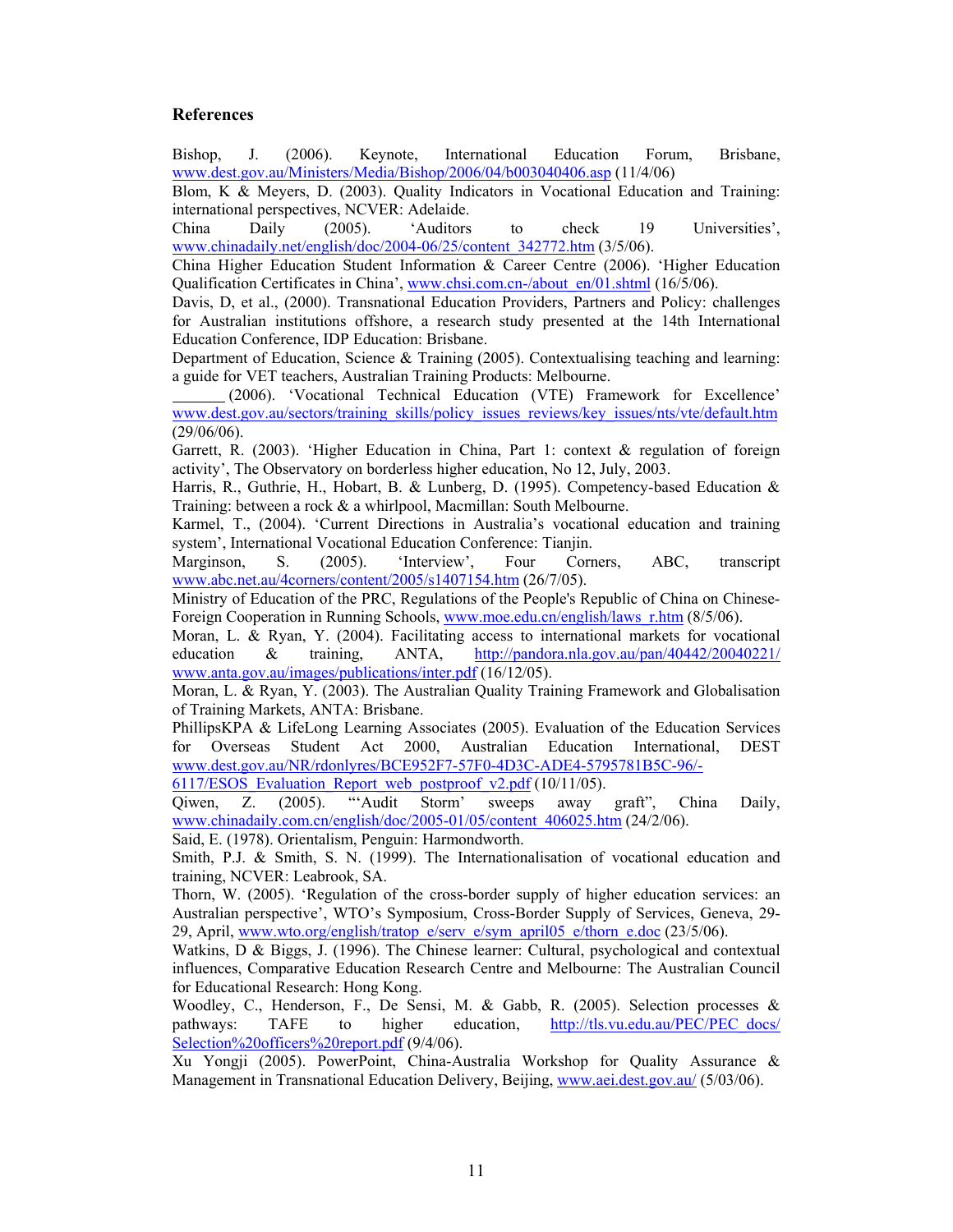## References

Bishop, J. (2006). Keynote, International Education Forum, Brisbane, www.dest.gov.au/Ministers/Media/Bishop/2006/04/b003040406.asp (11/4/06)

Blom, K & Meyers, D. (2003). Quality Indicators in Vocational Education and Training: international perspectives, NCVER: Adelaide.

China Daily (2005). 'Auditors to check 19 Universities', www.chinadaily.net/english/doc/2004-06/25/content_342772.htm (3/5/06).

China Higher Education Student Information & Career Centre (2006). 'Higher Education Qualification Certificates in China', www.chsi.com.cn-/about_en/01.shtml (16/5/06).

Davis, D, et al., (2000). Transnational Education Providers, Partners and Policy: challenges for Australian institutions offshore, a research study presented at the 14th International Education Conference, IDP Education: Brisbane.

Department of Education, Science & Training (2005). Contextualising teaching and learning: a guide for VET teachers, Australian Training Products: Melbourne.

_______ (2006). 'Vocational Technical Education (VTE) Framework for Excellence' www.dest.gov.au/sectors/training_skills/policy_issues_reviews/key_issues/nts/vte/default.htm (29/06/06).

Garrett, R. (2003). 'Higher Education in China, Part 1: context & regulation of foreign activity', The Observatory on borderless higher education, No 12, July, 2003.

Harris, R., Guthrie, H., Hobart, B. & Lunberg, D. (1995). Competency-based Education & Training: between a rock & a whirlpool, Macmillan: South Melbourne.

Karmel, T., (2004). 'Current Directions in Australia's vocational education and training system', International Vocational Education Conference: Tianjin.

Marginson, S. (2005). 'Interview', Four Corners, ABC, transcript www.abc.net.au/4corners/content/2005/s1407154.htm (26/7/05).

Ministry of Education of the PRC, Regulations of the People's Republic of China on Chinese-Foreign Cooperation in Running Schools, www.moe.edu.cn/english/laws_r.htm (8/5/06).

Moran, L. & Ryan, Y. (2004). Facilitating access to international markets for vocational education & training, ANTA, http://pandora.nla.gov.au/pan/40442/20040221/www.anta.gov.au/images/publications/inter.pdf (16/12/05).

Moran, L. & Ryan, Y. (2003). The Australian Quality Training Framework and Globalisation of Training Markets, ANTA: Brisbane.

PhillipsKPA & LifeLong Learning Associates (2005). Evaluation of the Education Services for Overseas Student Act 2000, Australian Education International, DEST www.dest.gov.au/NR/rdonlyres/BCE952F7-57F0-4D3C-ADE4-5795781B5C-96/-6117/ESOS_Evaluation_Report_web_postproof_v2.pdf (10/11/05).

Qiwen, Z. (2005). "'Audit Storm' sweeps away graft", China Daily, www.chinadaily.com.cn/english/doc/2005-01/05/content_406025.htm (24/2/06).

Said, E. (1978). Orientalism, Penguin: Harmondworth.

Smith, P.J. & Smith, S. N. (1999). The Internationalisation of vocational education and training, NCVER: Leabrook, SA.

Thorn, W. (2005). 'Regulation of the cross-border supply of higher education services: an Australian perspective', WTO's Symposium, Cross-Border Supply of Services, Geneva, 29-29, April, www.wto.org/english/tratop_e/serv_e/sym_april05_e/thorn_e.doc (23/5/06).

Watkins, D & Biggs, J. (1996). The Chinese learner: Cultural, psychological and contextual influences, Comparative Education Research Centre and Melbourne: The Australian Council for Educational Research: Hong Kong.

Woodley, C., Henderson, F., De Sensi, M. & Gabb, R. (2005). Selection processes & pathways: TAFE to higher education, http://tls.vu.edu.au/PEC/PEC_docs/Selection%20officers%20report.pdf (9/4/06).

Xu Yongji (2005). PowerPoint, China-Australia Workshop for Quality Assurance & Management in Transnational Education Delivery, Beijing, www.aei.dest.gov.au/ (5/03/06).